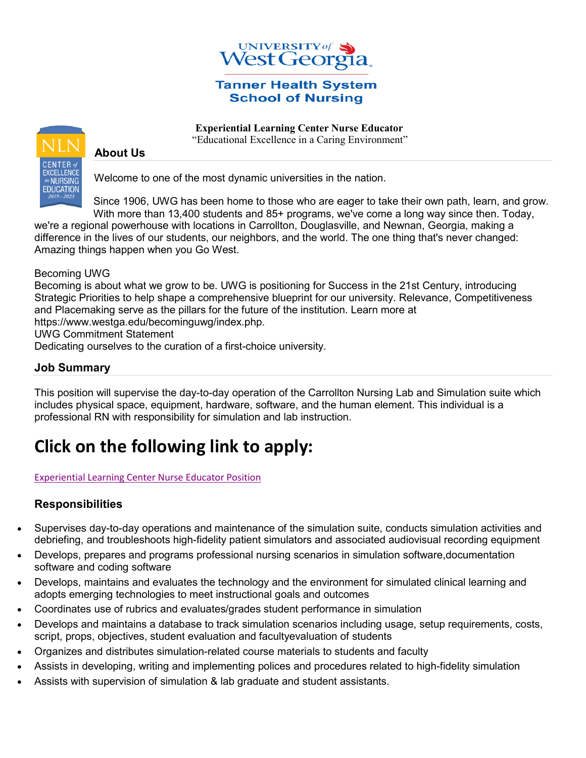University of West Georgia

Tanner Health System School of Nursing

**Experiential Learning Center Nurse Educator**

"Educational Excellence in a Caring Environment"

NLN Center of Excellence in Nursing Education 2019 - 2023

### About Us

Welcome to one of the most dynamic universities in the nation.

Since 1906, UWG has been home to those who are eager to take their own path, learn, and grow. With more than 13,400 students and 85+ programs, we've come a long way since then. Today, we're a regional powerhouse with locations in Carrollton, Douglasville, and Newnan, Georgia, making a difference in the lives of our students, our neighbors, and the world. The one thing that's never changed: Amazing things happen when you Go West.

Becoming UWG
Becoming is about what we grow to be. UWG is positioning for Success in the 21st Century, introducing Strategic Priorities to help shape a comprehensive blueprint for our university. Relevance, Competitiveness and Placemaking serve as the pillars for the future of the institution. Learn more at https://www.westga.edu/becominguwg/index.php.
UWG Commitment Statement
Dedicating ourselves to the curation of a first-choice university.

### Job Summary

This position will supervise the day-to-day operation of the Carrollton Nursing Lab and Simulation suite which includes physical space, equipment, hardware, software, and the human element. This individual is a professional RN with responsibility for simulation and lab instruction.

# Click on the following link to apply:

Experiential Learning Center Nurse Educator Position

### Responsibilities

- Supervises day-to-day operations and maintenance of the simulation suite, conducts simulation activities and debriefing, and troubleshoots high-fidelity patient simulators and associated audiovisual recording equipment
- Develops, prepares and programs professional nursing scenarios in simulation software,documentation software and coding software
- Develops, maintains and evaluates the technology and the environment for simulated clinical learning and adopts emerging technologies to meet instructional goals and outcomes
- Coordinates use of rubrics and evaluates/grades student performance in simulation
- Develops and maintains a database to track simulation scenarios including usage, setup requirements, costs, script, props, objectives, student evaluation and facultyevaluation of students
- Organizes and distributes simulation-related course materials to students and faculty
- Assists in developing, writing and implementing polices and procedures related to high-fidelity simulation
- Assists with supervision of simulation & lab graduate and student assistants.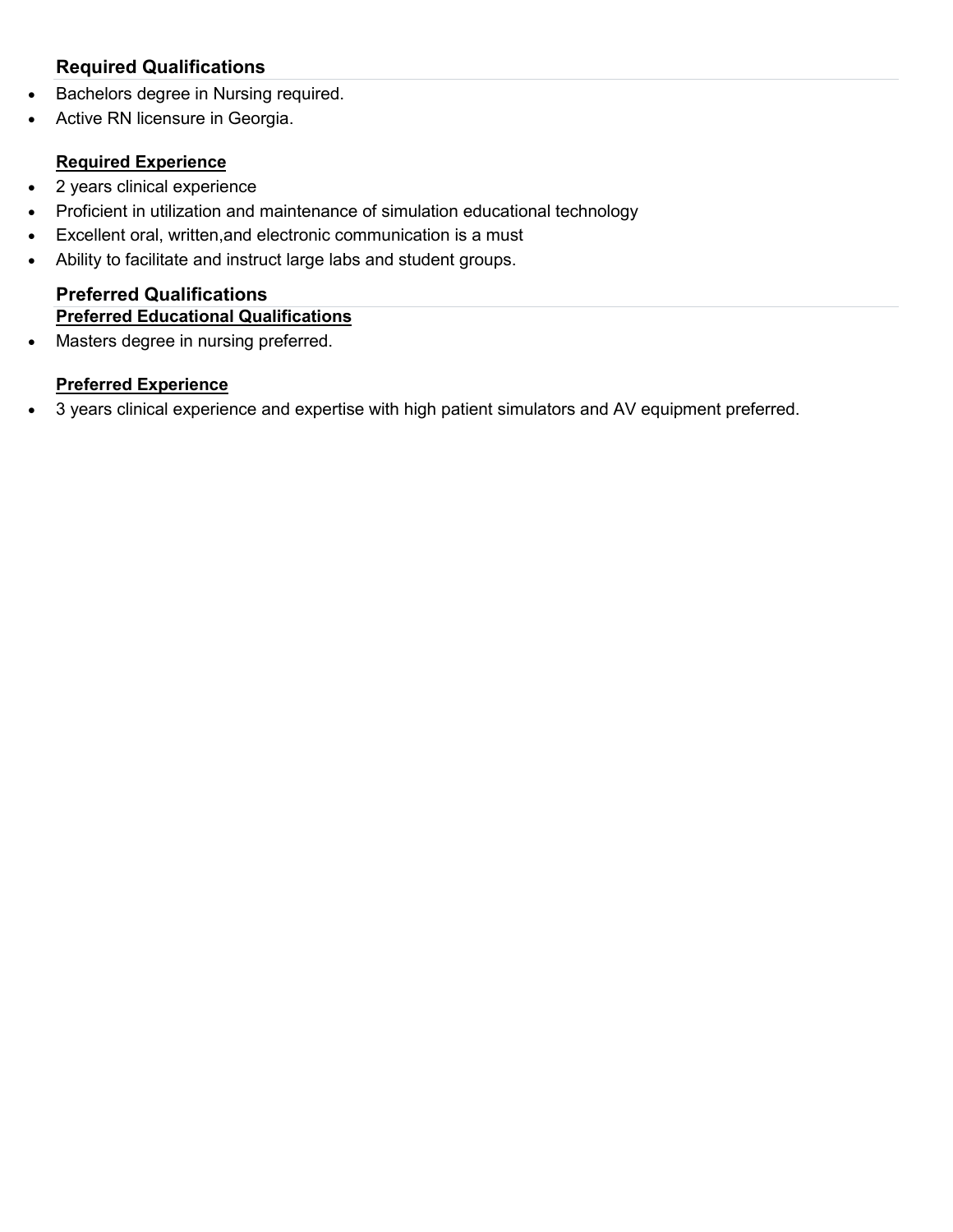## Required Qualifications

- Bachelors degree in Nursing required.
- Active RN licensure in Georgia.

### Required Experience

- 2 years clinical experience
- Proficient in utilization and maintenance of simulation educational technology
- Excellent oral, written,and electronic communication is a must
- Ability to facilitate and instruct large labs and student groups.

## Preferred Qualifications

### Preferred Educational Qualifications

- Masters degree in nursing preferred.

### Preferred Experience

- 3 years clinical experience and expertise with high patient simulators and AV equipment preferred.